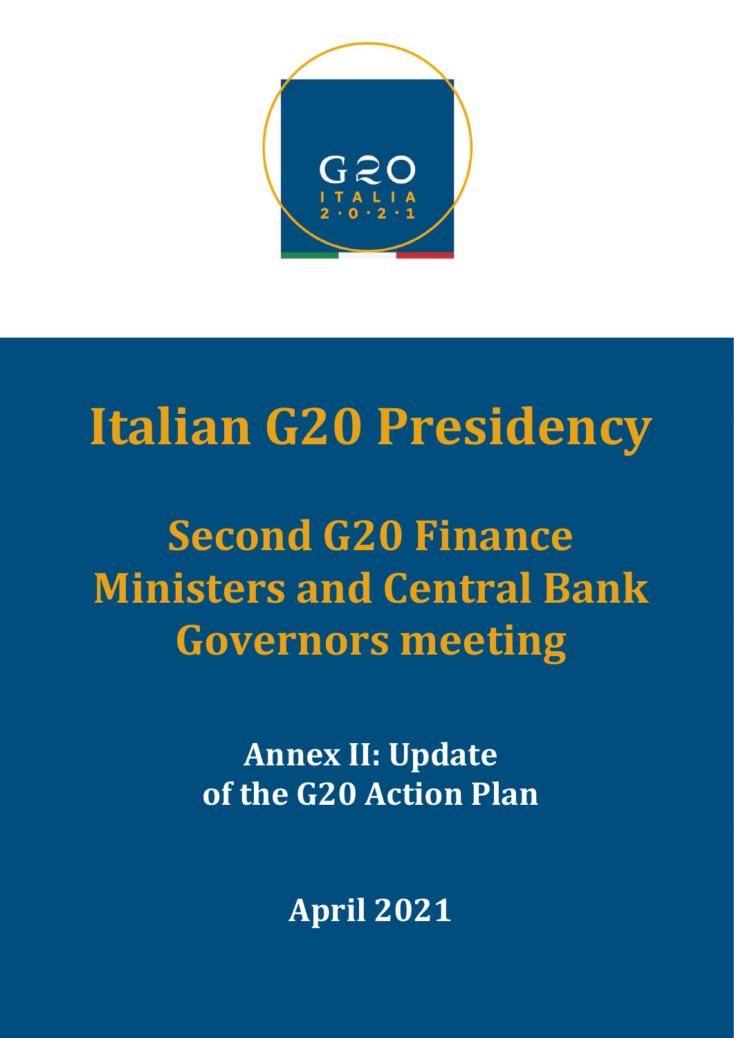G20 ITALIA 2021

# Italian G20 Presidency

## Second G20 Finance Ministers and Central Bank Governors meeting

### Annex II: Update of the G20 Action Plan

**April 2021**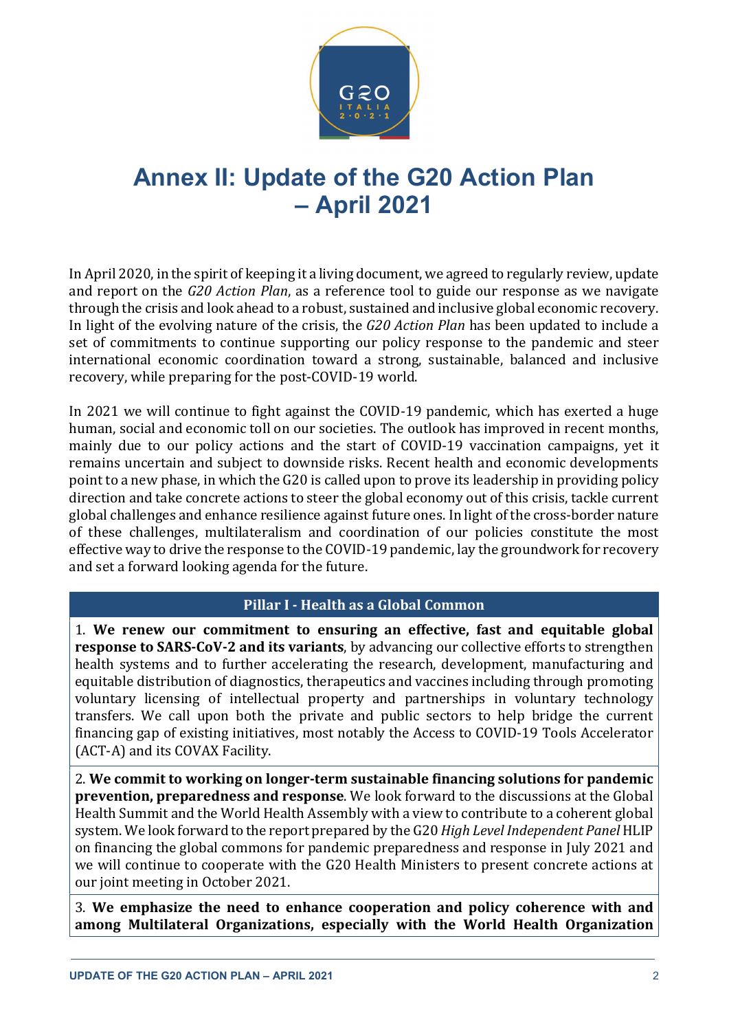# Annex II: Update of the G20 Action Plan – April 2021

In April 2020, in the spirit of keeping it a living document, we agreed to regularly review, update and report on the *G20 Action Plan*, as a reference tool to guide our response as we navigate through the crisis and look ahead to a robust, sustained and inclusive global economic recovery. In light of the evolving nature of the crisis, the *G20 Action Plan* has been updated to include a set of commitments to continue supporting our policy response to the pandemic and steer international economic coordination toward a strong, sustainable, balanced and inclusive recovery, while preparing for the post-COVID-19 world.

In 2021 we will continue to fight against the COVID-19 pandemic, which has exerted a huge human, social and economic toll on our societies. The outlook has improved in recent months, mainly due to our policy actions and the start of COVID-19 vaccination campaigns, yet it remains uncertain and subject to downside risks. Recent health and economic developments point to a new phase, in which the G20 is called upon to prove its leadership in providing policy direction and take concrete actions to steer the global economy out of this crisis, tackle current global challenges and enhance resilience against future ones. In light of the cross-border nature of these challenges, multilateralism and coordination of our policies constitute the most effective way to drive the response to the COVID-19 pandemic, lay the groundwork for recovery and set a forward looking agenda for the future.

| Pillar I - Health as a Global Common |
| --- |
| 1. **We renew our commitment to ensuring an effective, fast and equitable global response to SARS-CoV-2 and its variants**, by advancing our collective efforts to strengthen health systems and to further accelerating the research, development, manufacturing and equitable distribution of diagnostics, therapeutics and vaccines including through promoting voluntary licensing of intellectual property and partnerships in voluntary technology transfers. We call upon both the private and public sectors to help bridge the current financing gap of existing initiatives, most notably the Access to COVID-19 Tools Accelerator (ACT-A) and its COVAX Facility. |
| 2. **We commit to working on longer-term sustainable financing solutions for pandemic prevention, preparedness and response**. We look forward to the discussions at the Global Health Summit and the World Health Assembly with a view to contribute to a coherent global system. We look forward to the report prepared by the G20 *High Level Independent Panel* HLIP on financing the global commons for pandemic preparedness and response in July 2021 and we will continue to cooperate with the G20 Health Ministers to present concrete actions at our joint meeting in October 2021. |
| 3. **We emphasize the need to enhance cooperation and policy coherence with and among Multilateral Organizations, especially with the World Health Organization** |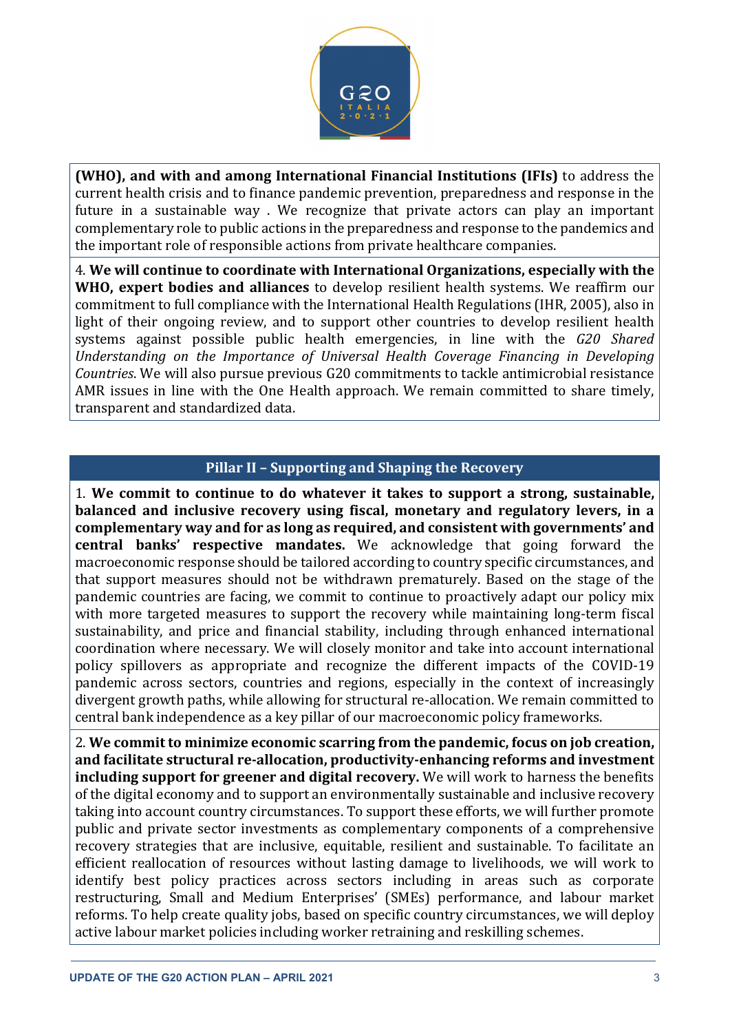**(WHO), and with and among International Financial Institutions (IFIs)** to address the current health crisis and to finance pandemic prevention, preparedness and response in the future in a sustainable way . We recognize that private actors can play an important complementary role to public actions in the preparedness and response to the pandemics and the important role of responsible actions from private healthcare companies.

4. **We will continue to coordinate with International Organizations, especially with the WHO, expert bodies and alliances** to develop resilient health systems. We reaffirm our commitment to full compliance with the International Health Regulations (IHR, 2005), also in light of their ongoing review, and to support other countries to develop resilient health systems against possible public health emergencies, in line with the *G20 Shared Understanding on the Importance of Universal Health Coverage Financing in Developing Countries*. We will also pursue previous G20 commitments to tackle antimicrobial resistance AMR issues in line with the One Health approach. We remain committed to share timely, transparent and standardized data.

## Pillar II – Supporting and Shaping the Recovery

1. **We commit to continue to do whatever it takes to support a strong, sustainable, balanced and inclusive recovery using fiscal, monetary and regulatory levers, in a complementary way and for as long as required, and consistent with governments' and central banks' respective mandates.** We acknowledge that going forward the macroeconomic response should be tailored according to country specific circumstances, and that support measures should not be withdrawn prematurely. Based on the stage of the pandemic countries are facing, we commit to continue to proactively adapt our policy mix with more targeted measures to support the recovery while maintaining long-term fiscal sustainability, and price and financial stability, including through enhanced international coordination where necessary. We will closely monitor and take into account international policy spillovers as appropriate and recognize the different impacts of the COVID-19 pandemic across sectors, countries and regions, especially in the context of increasingly divergent growth paths, while allowing for structural re-allocation. We remain committed to central bank independence as a key pillar of our macroeconomic policy frameworks.

2. **We commit to minimize economic scarring from the pandemic, focus on job creation, and facilitate structural re-allocation, productivity-enhancing reforms and investment including support for greener and digital recovery.** We will work to harness the benefits of the digital economy and to support an environmentally sustainable and inclusive recovery taking into account country circumstances. To support these efforts, we will further promote public and private sector investments as complementary components of a comprehensive recovery strategies that are inclusive, equitable, resilient and sustainable. To facilitate an efficient reallocation of resources without lasting damage to livelihoods, we will work to identify best policy practices across sectors including in areas such as corporate restructuring, Small and Medium Enterprises' (SMEs) performance, and labour market reforms. To help create quality jobs, based on specific country circumstances, we will deploy active labour market policies including worker retraining and reskilling schemes.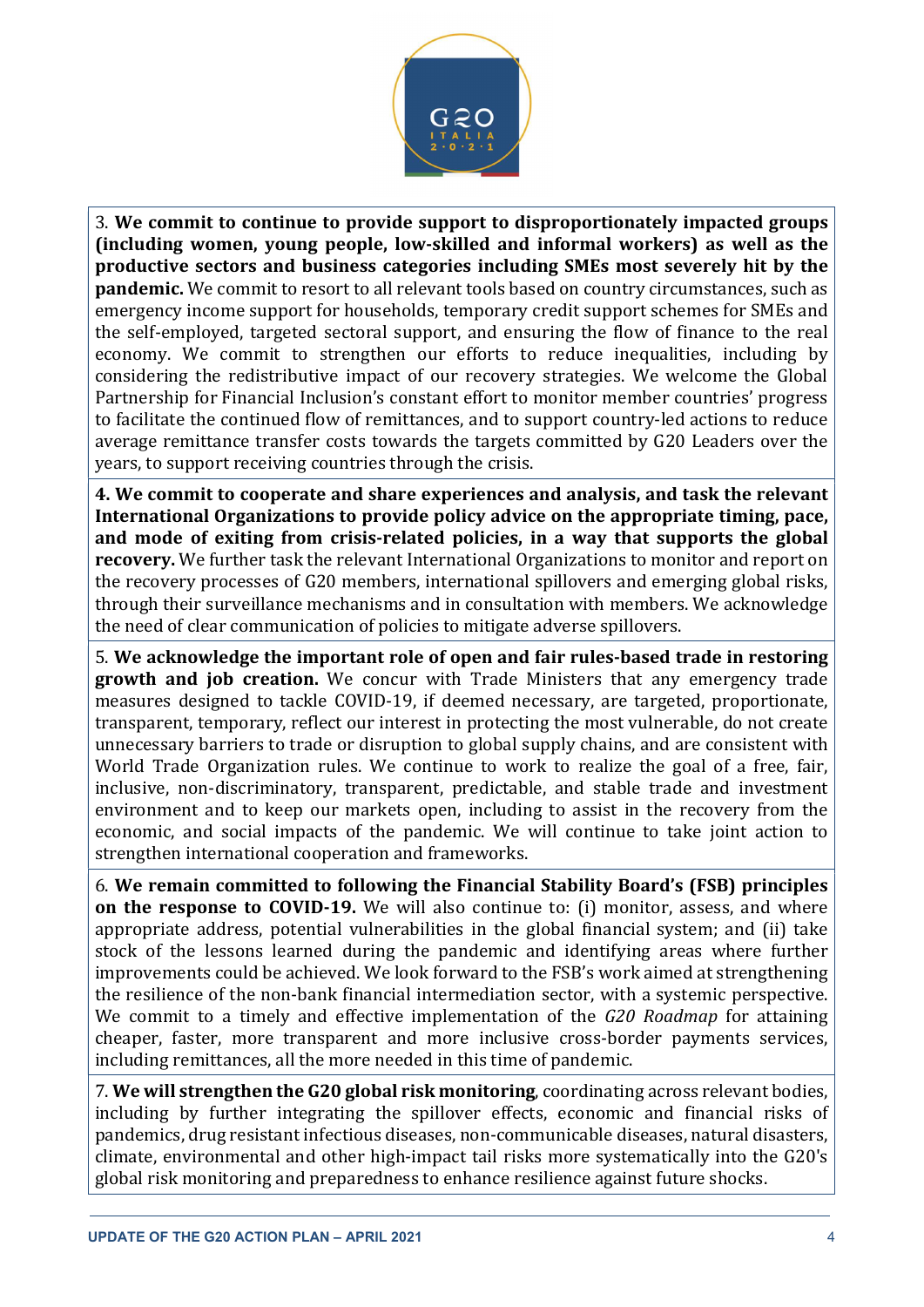3. **We commit to continue to provide support to disproportionately impacted groups (including women, young people, low-skilled and informal workers) as well as the productive sectors and business categories including SMEs most severely hit by the pandemic.** We commit to resort to all relevant tools based on country circumstances, such as emergency income support for households, temporary credit support schemes for SMEs and the self-employed, targeted sectoral support, and ensuring the flow of finance to the real economy. We commit to strengthen our efforts to reduce inequalities, including by considering the redistributive impact of our recovery strategies. We welcome the Global Partnership for Financial Inclusion's constant effort to monitor member countries' progress to facilitate the continued flow of remittances, and to support country-led actions to reduce average remittance transfer costs towards the targets committed by G20 Leaders over the years, to support receiving countries through the crisis.

**4. We commit to cooperate and share experiences and analysis, and task the relevant International Organizations to provide policy advice on the appropriate timing, pace, and mode of exiting from crisis-related policies, in a way that supports the global recovery.** We further task the relevant International Organizations to monitor and report on the recovery processes of G20 members, international spillovers and emerging global risks, through their surveillance mechanisms and in consultation with members. We acknowledge the need of clear communication of policies to mitigate adverse spillovers.

5. **We acknowledge the important role of open and fair rules-based trade in restoring growth and job creation.** We concur with Trade Ministers that any emergency trade measures designed to tackle COVID-19, if deemed necessary, are targeted, proportionate, transparent, temporary, reflect our interest in protecting the most vulnerable, do not create unnecessary barriers to trade or disruption to global supply chains, and are consistent with World Trade Organization rules. We continue to work to realize the goal of a free, fair, inclusive, non-discriminatory, transparent, predictable, and stable trade and investment environment and to keep our markets open, including to assist in the recovery from the economic, and social impacts of the pandemic. We will continue to take joint action to strengthen international cooperation and frameworks.

6. **We remain committed to following the Financial Stability Board's (FSB) principles on the response to COVID-19.** We will also continue to: (i) monitor, assess, and where appropriate address, potential vulnerabilities in the global financial system; and (ii) take stock of the lessons learned during the pandemic and identifying areas where further improvements could be achieved. We look forward to the FSB's work aimed at strengthening the resilience of the non-bank financial intermediation sector, with a systemic perspective. We commit to a timely and effective implementation of the *G20 Roadmap* for attaining cheaper, faster, more transparent and more inclusive cross-border payments services, including remittances, all the more needed in this time of pandemic.

7. **We will strengthen the G20 global risk monitoring**, coordinating across relevant bodies, including by further integrating the spillover effects, economic and financial risks of pandemics, drug resistant infectious diseases, non-communicable diseases, natural disasters, climate, environmental and other high-impact tail risks more systematically into the G20's global risk monitoring and preparedness to enhance resilience against future shocks.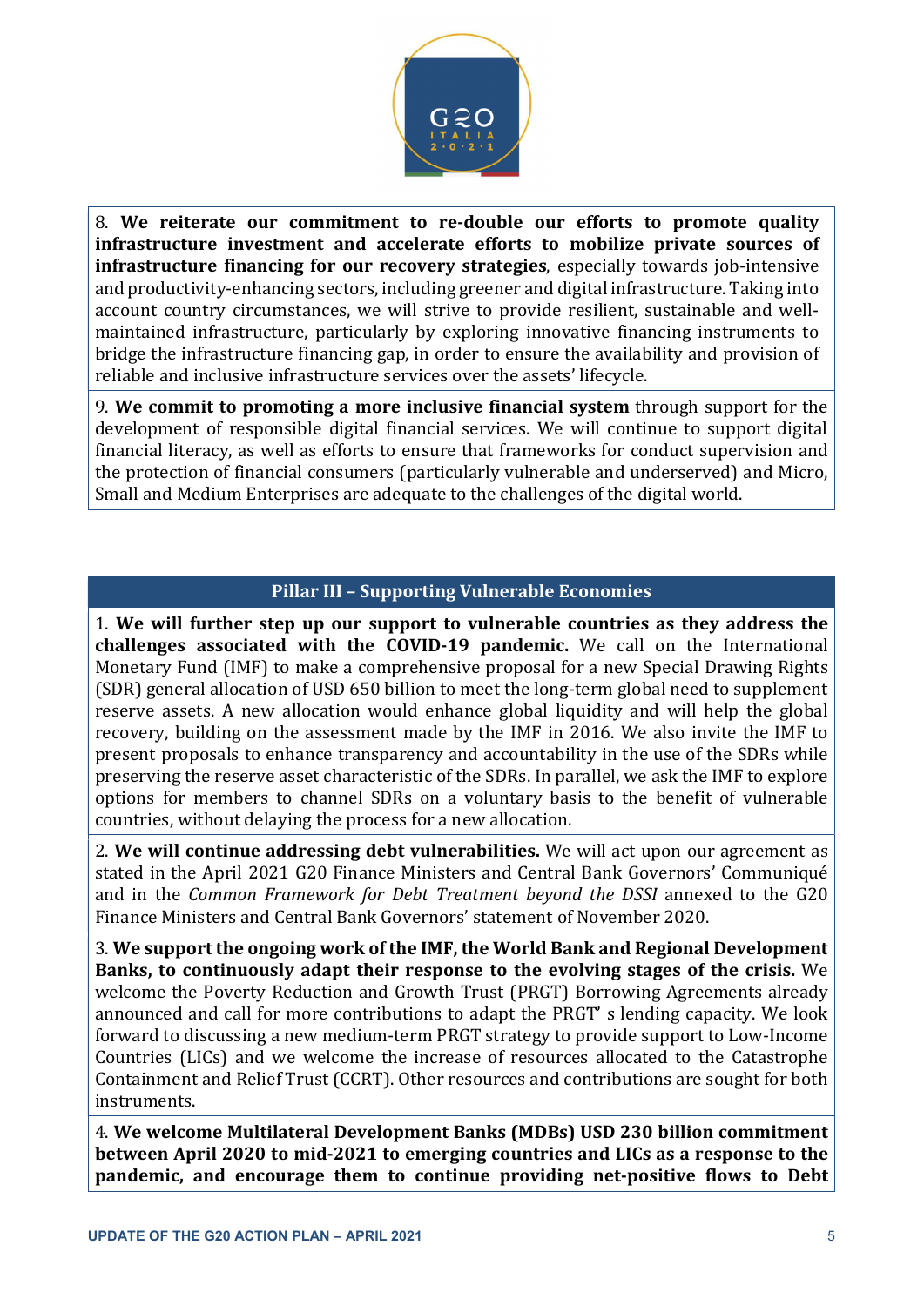8. **We reiterate our commitment to re-double our efforts to promote quality infrastructure investment and accelerate efforts to mobilize private sources of infrastructure financing for our recovery strategies**, especially towards job-intensive and productivity-enhancing sectors, including greener and digital infrastructure. Taking into account country circumstances, we will strive to provide resilient, sustainable and well-maintained infrastructure, particularly by exploring innovative financing instruments to bridge the infrastructure financing gap, in order to ensure the availability and provision of reliable and inclusive infrastructure services over the assets' lifecycle.

9. **We commit to promoting a more inclusive financial system** through support for the development of responsible digital financial services. We will continue to support digital financial literacy, as well as efforts to ensure that frameworks for conduct supervision and the protection of financial consumers (particularly vulnerable and underserved) and Micro, Small and Medium Enterprises are adequate to the challenges of the digital world.

## Pillar III – Supporting Vulnerable Economies

1. **We will further step up our support to vulnerable countries as they address the challenges associated with the COVID-19 pandemic.** We call on the International Monetary Fund (IMF) to make a comprehensive proposal for a new Special Drawing Rights (SDR) general allocation of USD 650 billion to meet the long-term global need to supplement reserve assets. A new allocation would enhance global liquidity and will help the global recovery, building on the assessment made by the IMF in 2016. We also invite the IMF to present proposals to enhance transparency and accountability in the use of the SDRs while preserving the reserve asset characteristic of the SDRs. In parallel, we ask the IMF to explore options for members to channel SDRs on a voluntary basis to the benefit of vulnerable countries, without delaying the process for a new allocation.

2. **We will continue addressing debt vulnerabilities.** We will act upon our agreement as stated in the April 2021 G20 Finance Ministers and Central Bank Governors' Communiqué and in the *Common Framework for Debt Treatment beyond the DSSI* annexed to the G20 Finance Ministers and Central Bank Governors' statement of November 2020.

3. **We support the ongoing work of the IMF, the World Bank and Regional Development Banks, to continuously adapt their response to the evolving stages of the crisis.** We welcome the Poverty Reduction and Growth Trust (PRGT) Borrowing Agreements already announced and call for more contributions to adapt the PRGT' s lending capacity. We look forward to discussing a new medium-term PRGT strategy to provide support to Low-Income Countries (LICs) and we welcome the increase of resources allocated to the Catastrophe Containment and Relief Trust (CCRT). Other resources and contributions are sought for both instruments.

4. **We welcome Multilateral Development Banks (MDBs) USD 230 billion commitment between April 2020 to mid-2021 to emerging countries and LICs as a response to the pandemic, and encourage them to continue providing net-positive flows to Debt**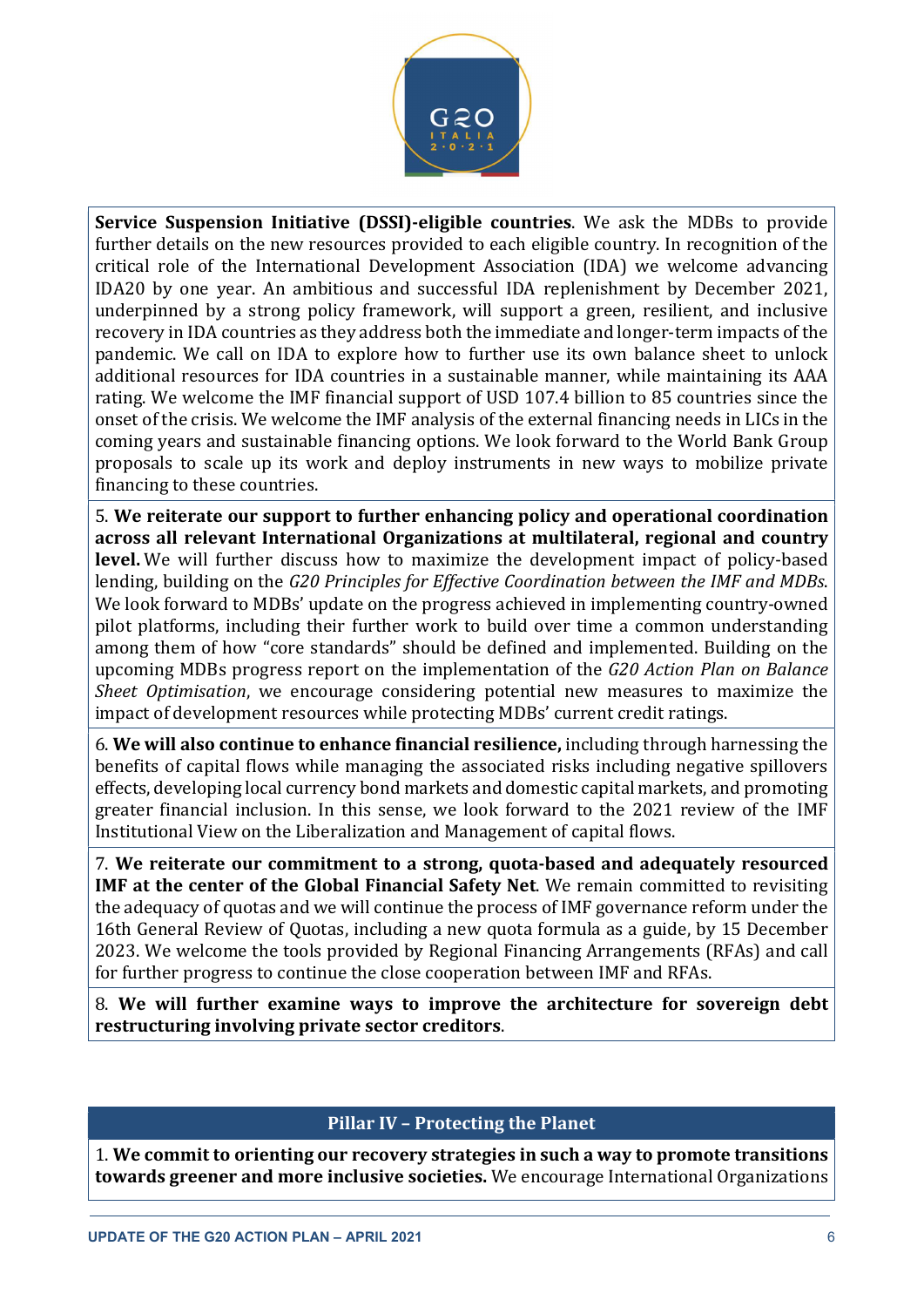**Service Suspension Initiative (DSSI)-eligible countries**. We ask the MDBs to provide further details on the new resources provided to each eligible country. In recognition of the critical role of the International Development Association (IDA) we welcome advancing IDA20 by one year. An ambitious and successful IDA replenishment by December 2021, underpinned by a strong policy framework, will support a green, resilient, and inclusive recovery in IDA countries as they address both the immediate and longer-term impacts of the pandemic. We call on IDA to explore how to further use its own balance sheet to unlock additional resources for IDA countries in a sustainable manner, while maintaining its AAA rating. We welcome the IMF financial support of USD 107.4 billion to 85 countries since the onset of the crisis. We welcome the IMF analysis of the external financing needs in LICs in the coming years and sustainable financing options. We look forward to the World Bank Group proposals to scale up its work and deploy instruments in new ways to mobilize private financing to these countries.

5. **We reiterate our support to further enhancing policy and operational coordination across all relevant International Organizations at multilateral, regional and country level.** We will further discuss how to maximize the development impact of policy-based lending, building on the *G20 Principles for Effective Coordination between the IMF and MDBs*. We look forward to MDBs' update on the progress achieved in implementing country-owned pilot platforms, including their further work to build over time a common understanding among them of how "core standards" should be defined and implemented. Building on the upcoming MDBs progress report on the implementation of the *G20 Action Plan on Balance Sheet Optimisation*, we encourage considering potential new measures to maximize the impact of development resources while protecting MDBs' current credit ratings.

6. **We will also continue to enhance financial resilience,** including through harnessing the benefits of capital flows while managing the associated risks including negative spillovers effects, developing local currency bond markets and domestic capital markets, and promoting greater financial inclusion. In this sense, we look forward to the 2021 review of the IMF Institutional View on the Liberalization and Management of capital flows.

7. **We reiterate our commitment to a strong, quota-based and adequately resourced IMF at the center of the Global Financial Safety Net**. We remain committed to revisiting the adequacy of quotas and we will continue the process of IMF governance reform under the 16th General Review of Quotas, including a new quota formula as a guide, by 15 December 2023. We welcome the tools provided by Regional Financing Arrangements (RFAs) and call for further progress to continue the close cooperation between IMF and RFAs.

8. **We will further examine ways to improve the architecture for sovereign debt restructuring involving private sector creditors**.

## Pillar IV – Protecting the Planet

1. **We commit to orienting our recovery strategies in such a way to promote transitions towards greener and more inclusive societies.** We encourage International Organizations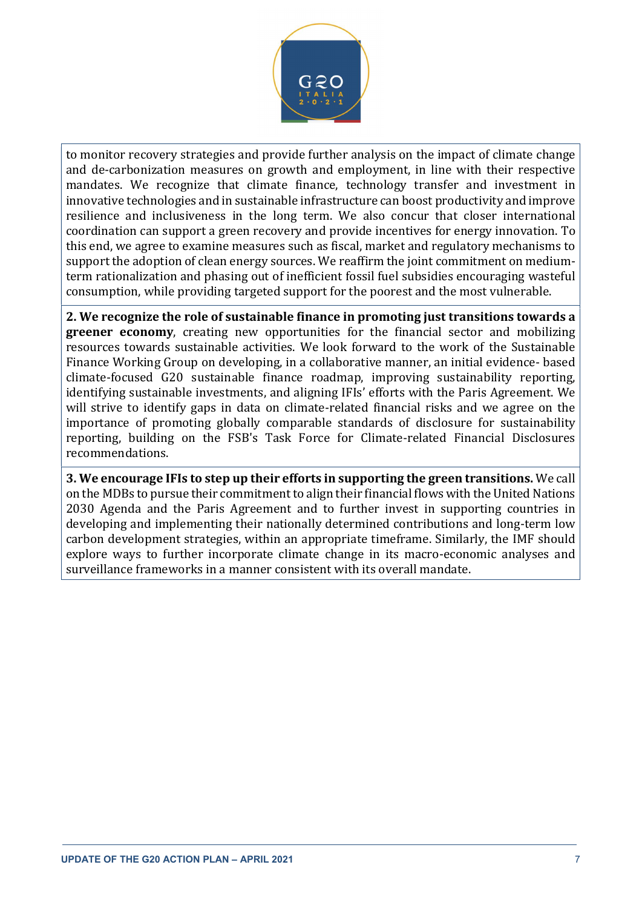to monitor recovery strategies and provide further analysis on the impact of climate change and de-carbonization measures on growth and employment, in line with their respective mandates. We recognize that climate finance, technology transfer and investment in innovative technologies and in sustainable infrastructure can boost productivity and improve resilience and inclusiveness in the long term. We also concur that closer international coordination can support a green recovery and provide incentives for energy innovation. To this end, we agree to examine measures such as fiscal, market and regulatory mechanisms to support the adoption of clean energy sources. We reaffirm the joint commitment on medium-term rationalization and phasing out of inefficient fossil fuel subsidies encouraging wasteful consumption, while providing targeted support for the poorest and the most vulnerable.

**2. We recognize the role of sustainable finance in promoting just transitions towards a greener economy**, creating new opportunities for the financial sector and mobilizing resources towards sustainable activities. We look forward to the work of the Sustainable Finance Working Group on developing, in a collaborative manner, an initial evidence- based climate-focused G20 sustainable finance roadmap, improving sustainability reporting, identifying sustainable investments, and aligning IFIs' efforts with the Paris Agreement. We will strive to identify gaps in data on climate-related financial risks and we agree on the importance of promoting globally comparable standards of disclosure for sustainability reporting, building on the FSB's Task Force for Climate-related Financial Disclosures recommendations.

**3. We encourage IFIs to step up their efforts in supporting the green transitions.** We call on the MDBs to pursue their commitment to align their financial flows with the United Nations 2030 Agenda and the Paris Agreement and to further invest in supporting countries in developing and implementing their nationally determined contributions and long-term low carbon development strategies, within an appropriate timeframe. Similarly, the IMF should explore ways to further incorporate climate change in its macro-economic analyses and surveillance frameworks in a manner consistent with its overall mandate.